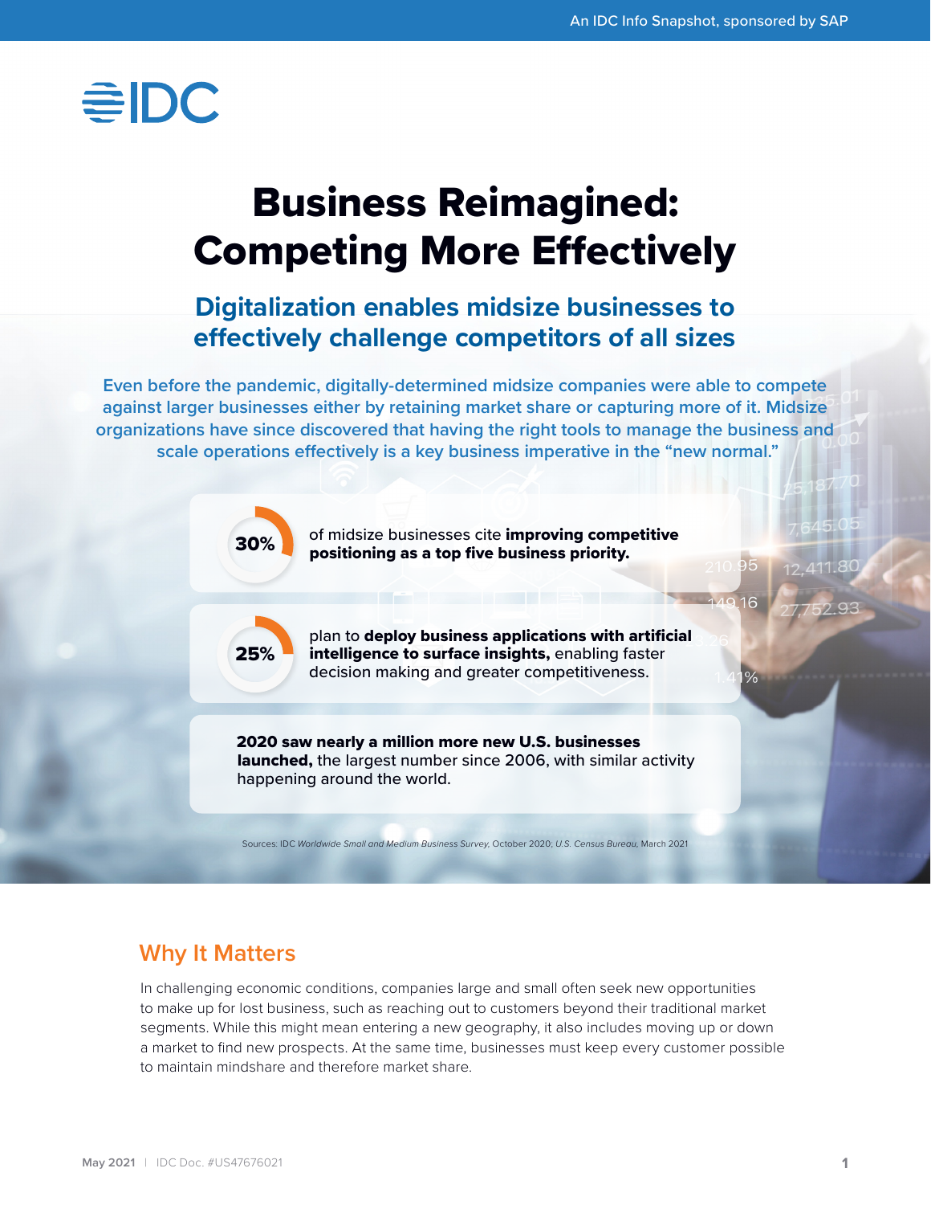# Business Reimagined: Competing More Effectively

## Digitalization enables midsize businesses to effectively challenge competitors of all sizes

Even before the pandemic, digitally-determined midsize companies were able to compete against larger businesses either by retaining market share or capturing more of it. Midsize organizations have since discovered that having the right tools to manage the business and scale operations effectively is a key business imperative in the "new normal."

**30%** of midsize businesses cite **improving competitive positioning as a top five business priority.**

**25%** plan to **deploy business applications with artificial intelligence to surface insights,** enabling faster decision making and greater competitiveness.

**2020 saw nearly a million more new U.S. businesses launched,** the largest number since 2006, with similar activity happening around the world.

Sources: IDC *Worldwide Small and Medium Business Survey,* October 2020; *U.S. Census Bureau,* March 2021

## Why It Matters

In challenging economic conditions, companies large and small often seek new opportunities to make up for lost business, such as reaching out to customers beyond their traditional market segments. While this might mean entering a new geography, it also includes moving up or down a market to find new prospects. At the same time, businesses must keep every customer possible to maintain mindshare and therefore market share.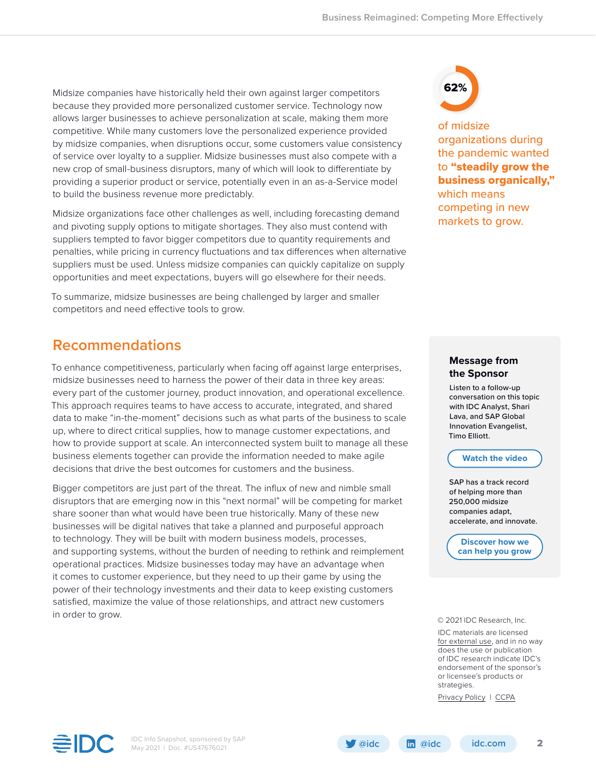Midsize companies have historically held their own against larger competitors because they provided more personalized customer service. Technology now allows larger businesses to achieve personalization at scale, making them more competitive. While many customers love the personalized experience provided by midsize companies, when disruptions occur, some customers value consistency of service over loyalty to a supplier. Midsize businesses must also compete with a new crop of small-business disruptors, many of which will look to differentiate by providing a superior product or service, potentially even in an as-a-Service model to build the business revenue more predictably.

Midsize organizations face other challenges as well, including forecasting demand and pivoting supply options to mitigate shortages. They also must contend with suppliers tempted to favor bigger competitors due to quantity requirements and penalties, while pricing in currency fluctuations and tax differences when alternative suppliers must be used. Unless midsize companies can quickly capitalize on supply opportunities and meet expectations, buyers will go elsewhere for their needs.

To summarize, midsize businesses are being challenged by larger and smaller competitors and need effective tools to grow.

62%

of midsize organizations during the pandemic wanted to **"steadily grow the business organically,"** which means competing in new markets to grow.

## Recommendations

To enhance competitiveness, particularly when facing off against large enterprises, midsize businesses need to harness the power of their data in three key areas: every part of the customer journey, product innovation, and operational excellence. This approach requires teams to have access to accurate, integrated, and shared data to make "in-the-moment" decisions such as what parts of the business to scale up, where to direct critical supplies, how to manage customer expectations, and how to provide support at scale. An interconnected system built to manage all these business elements together can provide the information needed to make agile decisions that drive the best outcomes for customers and the business.

Bigger competitors are just part of the threat. The influx of new and nimble small disruptors that are emerging now in this "next normal" will be competing for market share sooner than what would have been true historically. Many of these new businesses will be digital natives that take a planned and purposeful approach to technology. They will be built with modern business models, processes, and supporting systems, without the burden of needing to rethink and reimplement operational practices. Midsize businesses today may have an advantage when it comes to customer experience, but they need to up their game by using the power of their technology investments and their data to keep existing customers satisfied, maximize the value of those relationships, and attract new customers in order to grow.

### Message from the Sponsor

Listen to a follow-up conversation on this topic with IDC Analyst, Shari Lava, and SAP Global Innovation Evangelist, Timo Elliott.

Watch the video

SAP has a track record of helping more than 250,000 midsize companies adapt, accelerate, and innovate.

Discover how we can help you grow

© 2021 IDC Research, Inc.

IDC materials are licensed for external use, and in no way does the use or publication of IDC research indicate IDC's endorsement of the sponsor's or licensee's products or strategies.

Privacy Policy | CCPA

IDC Info Snapshot, sponsored by SAP
May 2021 | Doc. #US47676021

@idc | @idc | idc.com